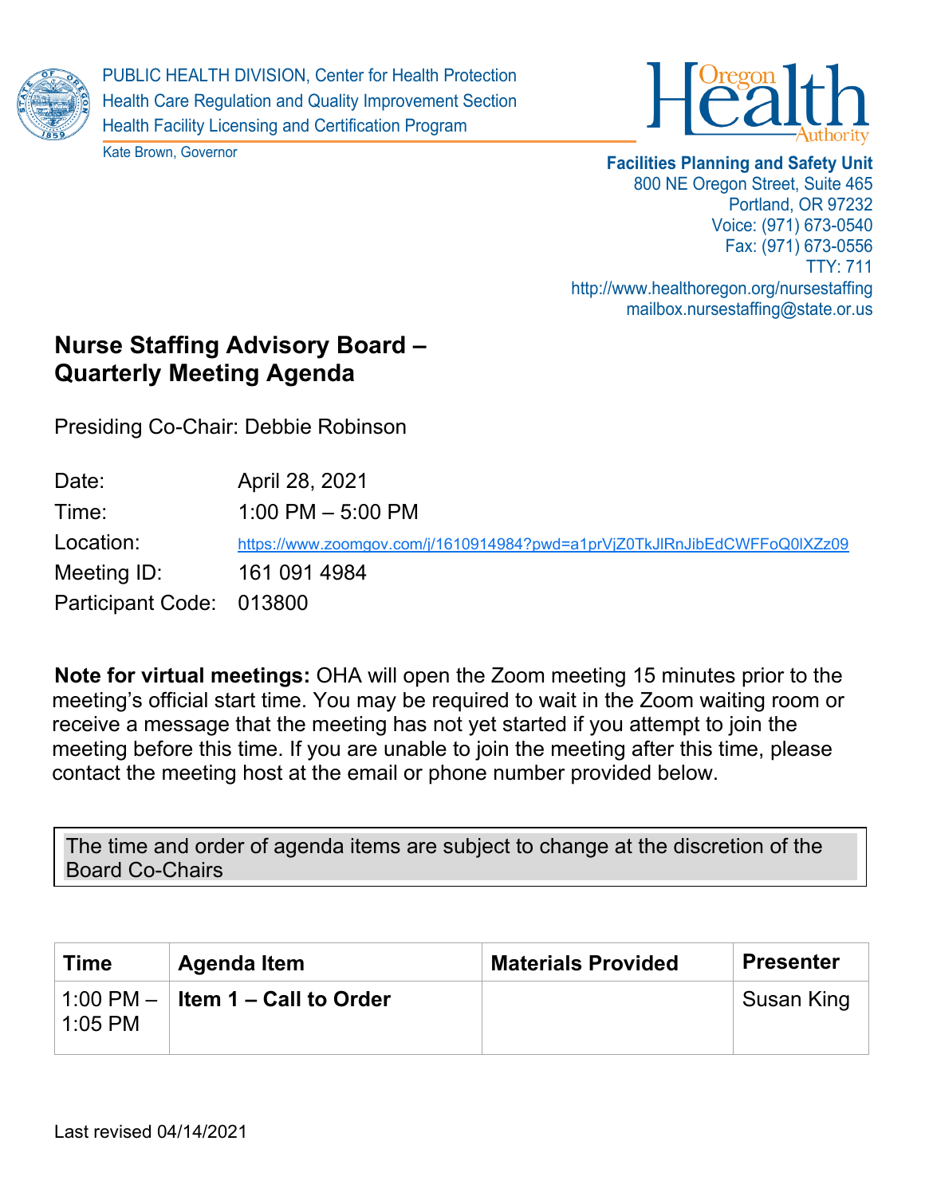PUBLIC HEALTH DIVISION, Center for Health Protection
Health Care Regulation and Quality Improvement Section
Health Facility Licensing and Certification Program

Kate Brown, Governor

Oregon Health Authority

**Facilities Planning and Safety Unit**
800 NE Oregon Street, Suite 465
Portland, OR 97232
Voice: (971) 673-0540
Fax: (971) 673-0556
TTY: 711
http://www.healthoregon.org/nursestaffing
mailbox.nursestaffing@state.or.us

# Nurse Staffing Advisory Board – Quarterly Meeting Agenda

Presiding Co-Chair: Debbie Robinson

| | |
|---|---|
| Date: | April 28, 2021 |
| Time: | 1:00 PM – 5:00 PM |
| Location: | https://www.zoomgov.com/j/1610914984?pwd=a1prVjZ0TkJlRnJibEdCWFFoQ0lXZz09 |
| Meeting ID: | 161 091 4984 |
| Participant Code: | 013800 |

**Note for virtual meetings:** OHA will open the Zoom meeting 15 minutes prior to the meeting's official start time. You may be required to wait in the Zoom waiting room or receive a message that the meeting has not yet started if you attempt to join the meeting before this time. If you are unable to join the meeting after this time, please contact the meeting host at the email or phone number provided below.

The time and order of agenda items are subject to change at the discretion of the Board Co-Chairs

| Time | Agenda Item | Materials Provided | Presenter |
|---|---|---|---|
| 1:00 PM – 1:05 PM | **Item 1 – Call to Order** | | Susan King |

Last revised 04/14/2021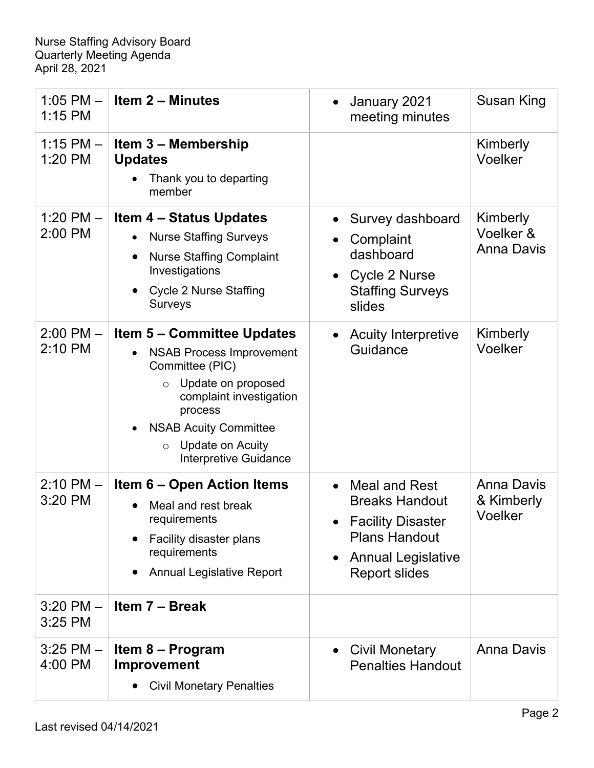Nurse Staffing Advisory Board
Quarterly Meeting Agenda
April 28, 2021

| | | | |
|---|---|---|---|
| 1:05 PM – 1:15 PM | **Item 2 – Minutes** | • January 2021 meeting minutes | Susan King |
| 1:15 PM – 1:20 PM | **Item 3 – Membership Updates**<br>• Thank you to departing member | | Kimberly Voelker |
| 1:20 PM – 2:00 PM | **Item 4 – Status Updates**<br>• Nurse Staffing Surveys<br>• Nurse Staffing Complaint Investigations<br>• Cycle 2 Nurse Staffing Surveys | • Survey dashboard<br>• Complaint dashboard<br>• Cycle 2 Nurse Staffing Surveys slides | Kimberly Voelker & Anna Davis |
| 2:00 PM – 2:10 PM | **Item 5 – Committee Updates**<br>• NSAB Process Improvement Committee (PIC)<br>  ○ Update on proposed complaint investigation process<br>• NSAB Acuity Committee<br>  ○ Update on Acuity Interpretive Guidance | • Acuity Interpretive Guidance | Kimberly Voelker |
| 2:10 PM – 3:20 PM | **Item 6 – Open Action Items**<br>• Meal and rest break requirements<br>• Facility disaster plans requirements<br>• Annual Legislative Report | • Meal and Rest Breaks Handout<br>• Facility Disaster Plans Handout<br>• Annual Legislative Report slides | Anna Davis & Kimberly Voelker |
| 3:20 PM – 3:25 PM | **Item 7 – Break** | | |
| 3:25 PM – 4:00 PM | **Item 8 – Program Improvement**<br>• Civil Monetary Penalties | • Civil Monetary Penalties Handout | Anna Davis |

Last revised 04/14/2021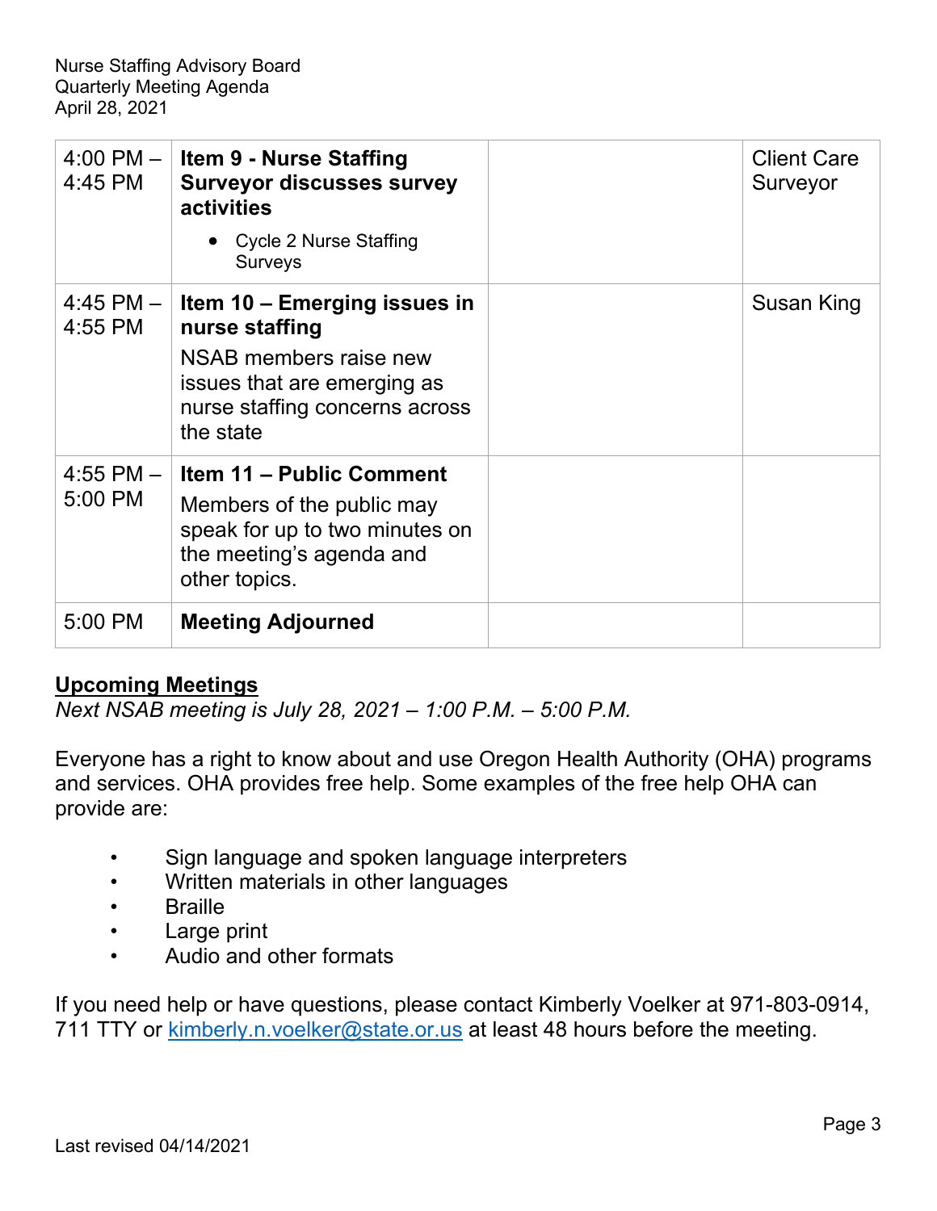| | | | |
|---|---|---|---|
| 4:00 PM – 4:45 PM | **Item 9 - Nurse Staffing Surveyor discusses survey activities**<br>• Cycle 2 Nurse Staffing Surveys | | Client Care Surveyor |
| 4:45 PM – 4:55 PM | **Item 10 – Emerging issues in nurse staffing**<br>NSAB members raise new issues that are emerging as nurse staffing concerns across the state | | Susan King |
| 4:55 PM – 5:00 PM | **Item 11 – Public Comment**<br>Members of the public may speak for up to two minutes on the meeting's agenda and other topics. | | |
| 5:00 PM | **Meeting Adjourned** | | |

## Upcoming Meetings

*Next NSAB meeting is July 28, 2021 – 1:00 P.M. – 5:00 P.M.*

Everyone has a right to know about and use Oregon Health Authority (OHA) programs and services. OHA provides free help. Some examples of the free help OHA can provide are:

- Sign language and spoken language interpreters
- Written materials in other languages
- Braille
- Large print
- Audio and other formats

If you need help or have questions, please contact Kimberly Voelker at 971-803-0914, 711 TTY or kimberly.n.voelker@state.or.us at least 48 hours before the meeting.

Last revised 04/14/2021